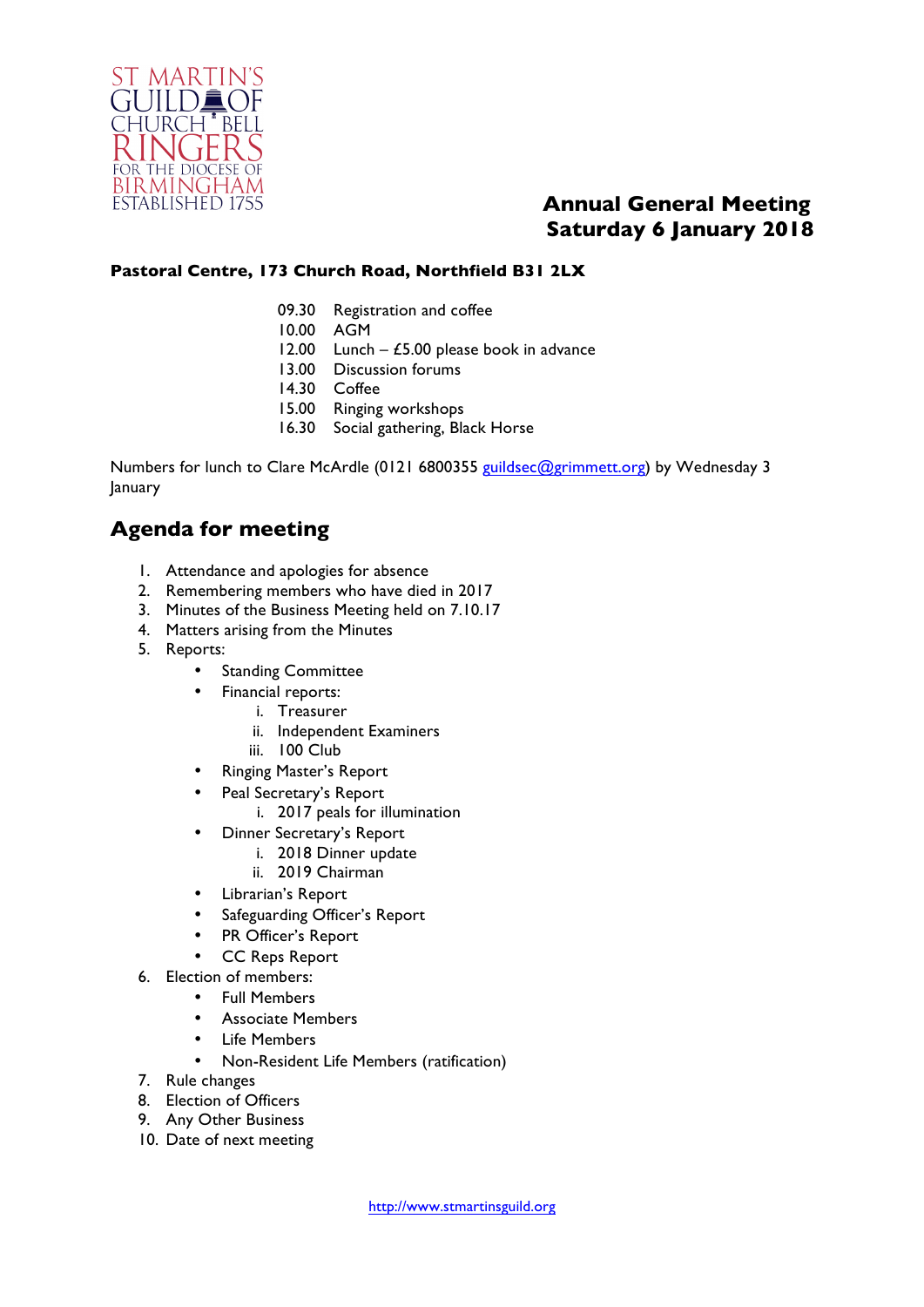ST MARTIN'S GUILD OF CHURCH BELL RINGERS FOR THE DIOCESE OF BIRMINGHAM ESTABLISHED 1755

# Annual General Meeting
# Saturday 6 January 2018

**Pastoral Centre, 173 Church Road, Northfield B31 2LX**

| | |
|---|---|
| 09.30 | Registration and coffee |
| 10.00 | AGM |
| 12.00 | Lunch – £5.00 please book in advance |
| 13.00 | Discussion forums |
| 14.30 | Coffee |
| 15.00 | Ringing workshops |
| 16.30 | Social gathering, Black Horse |

Numbers for lunch to Clare McArdle (0121 6800355 guildsec@grimmett.org) by Wednesday 3 January

## Agenda for meeting

1. Attendance and apologies for absence
2. Remembering members who have died in 2017
3. Minutes of the Business Meeting held on 7.10.17
4. Matters arising from the Minutes
5. Reports:
   - Standing Committee
   - Financial reports:
     i. Treasurer
     ii. Independent Examiners
     iii. 100 Club
   - Ringing Master's Report
   - Peal Secretary's Report
     i. 2017 peals for illumination
   - Dinner Secretary's Report
     i. 2018 Dinner update
     ii. 2019 Chairman
   - Librarian's Report
   - Safeguarding Officer's Report
   - PR Officer's Report
   - CC Reps Report
6. Election of members:
   - Full Members
   - Associate Members
   - Life Members
   - Non-Resident Life Members (ratification)
7. Rule changes
8. Election of Officers
9. Any Other Business
10. Date of next meeting

http://www.stmartinsguild.org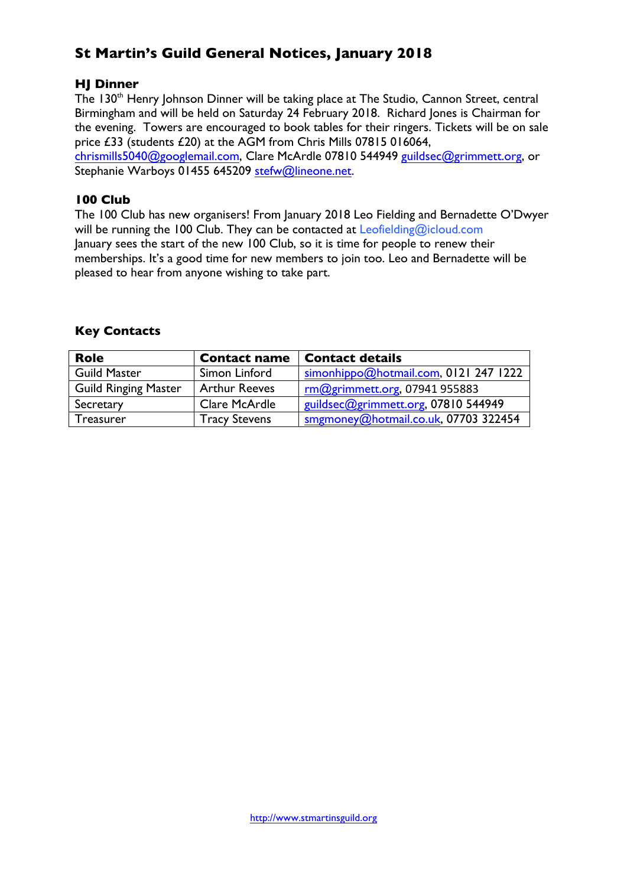# St Martin's Guild General Notices, January 2018

## HJ Dinner

The 130th Henry Johnson Dinner will be taking place at The Studio, Cannon Street, central Birmingham and will be held on Saturday 24 February 2018. Richard Jones is Chairman for the evening. Towers are encouraged to book tables for their ringers. Tickets will be on sale price £33 (students £20) at the AGM from Chris Mills 07815 016064, chrismills5040@googlemail.com, Clare McArdle 07810 544949 guildsec@grimmett.org, or Stephanie Warboys 01455 645209 stefw@lineone.net.

## 100 Club

The 100 Club has new organisers! From January 2018 Leo Fielding and Bernadette O'Dwyer will be running the 100 Club. They can be contacted at Leofielding@icloud.com
January sees the start of the new 100 Club, so it is time for people to renew their memberships. It's a good time for new members to join too. Leo and Bernadette will be pleased to hear from anyone wishing to take part.

## Key Contacts

| Role | Contact name | Contact details |
|---|---|---|
| Guild Master | Simon Linford | simonhippo@hotmail.com, 0121 247 1222 |
| Guild Ringing Master | Arthur Reeves | rm@grimmett.org, 07941 955883 |
| Secretary | Clare McArdle | guildsec@grimmett.org, 07810 544949 |
| Treasurer | Tracy Stevens | smgmoney@hotmail.co.uk, 07703 322454 |

http://www.stmartinsguild.org